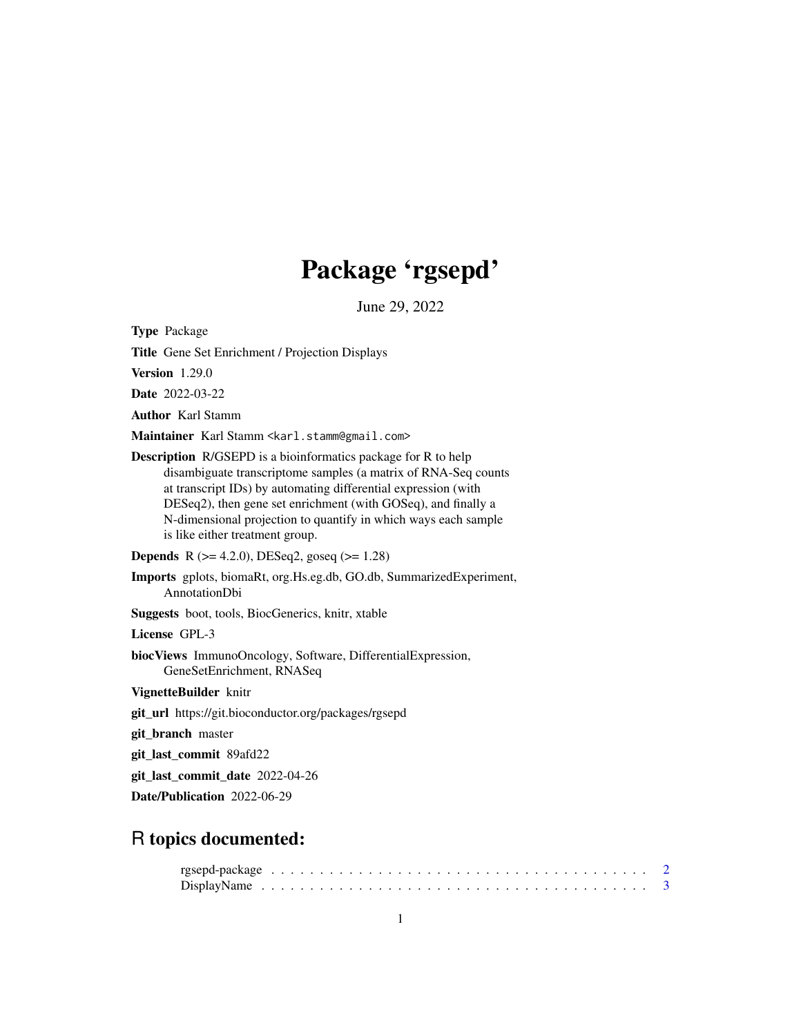# Package 'rgsepd'

June 29, 2022

**Type** Package

**Title** Gene Set Enrichment / Projection Displays

**Version** 1.29.0

**Date** 2022-03-22

**Author** Karl Stamm

**Maintainer** Karl Stamm <karl.stamm@gmail.com>

**Description** R/GSEPD is a bioinformatics package for R to help disambiguate transcriptome samples (a matrix of RNA-Seq counts at transcript IDs) by automating differential expression (with DESeq2), then gene set enrichment (with GOSeq), and finally a N-dimensional projection to quantify in which ways each sample is like either treatment group.

**Depends** R (>= 4.2.0), DESeq2, goseq (>= 1.28)

**Imports** gplots, biomaRt, org.Hs.eg.db, GO.db, SummarizedExperiment, AnnotationDbi

**Suggests** boot, tools, BiocGenerics, knitr, xtable

**License** GPL-3

**biocViews** ImmunoOncology, Software, DifferentialExpression, GeneSetEnrichment, RNASeq

**VignetteBuilder** knitr

**git_url** https://git.bioconductor.org/packages/rgsepd

**git_branch** master

**git_last_commit** 89afd22

**git_last_commit_date** 2022-04-26

**Date/Publication** 2022-06-29

## R topics documented:

rgsepd-package . . . . . . . . . . . . . . . . . . . . . . . . . . . . . . . . . . . . . 2
DisplayName . . . . . . . . . . . . . . . . . . . . . . . . . . . . . . . . . . . . . . . 3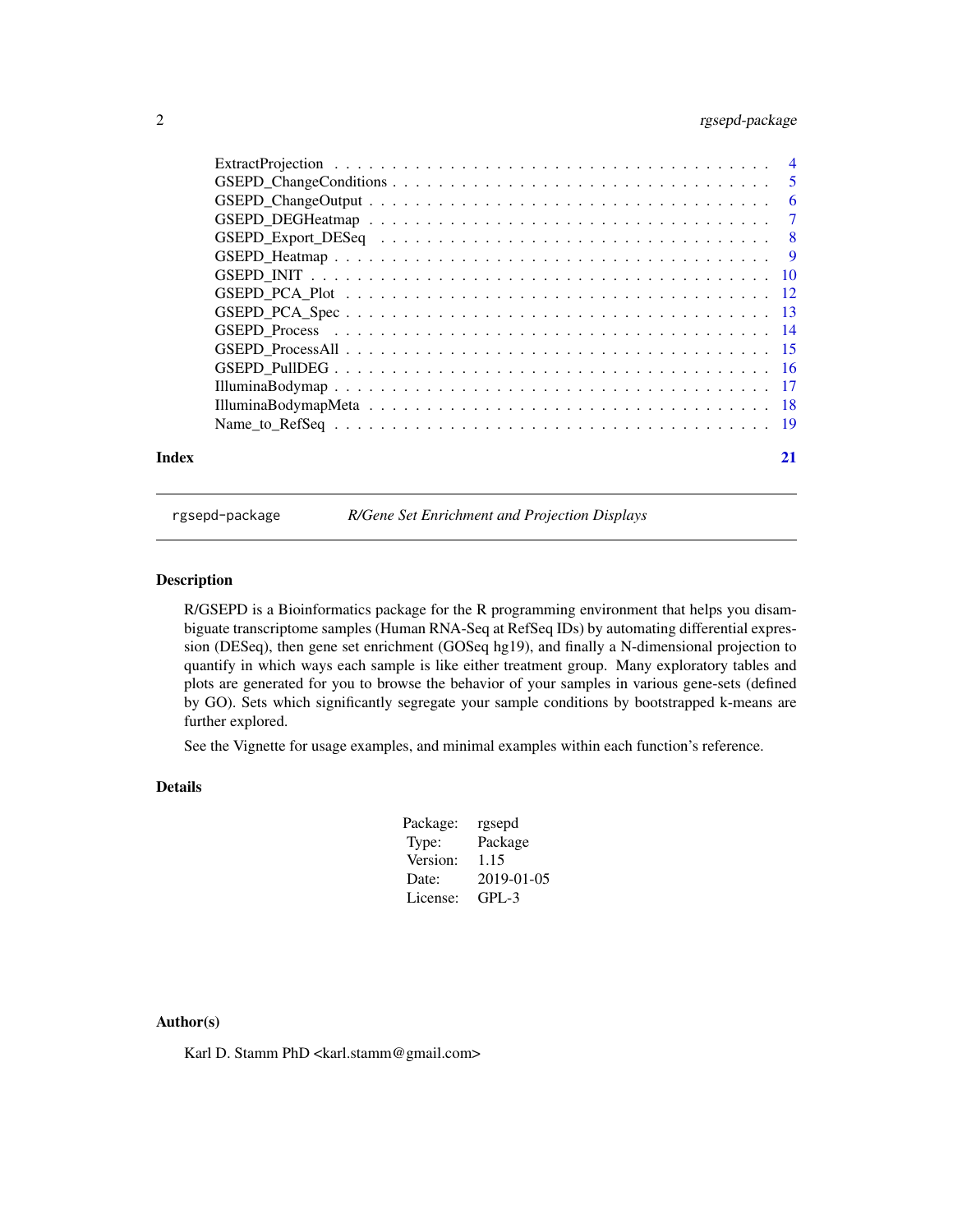ExtractProjection . . . . . . . . . . . . . . . . . . . . . . . . . . . . . . . . . . . . 4
GSEPD_ChangeConditions . . . . . . . . . . . . . . . . . . . . . . . . . . . . . . . 5
GSEPD_ChangeOutput . . . . . . . . . . . . . . . . . . . . . . . . . . . . . . . . . 6
GSEPD_DEGHeatmap . . . . . . . . . . . . . . . . . . . . . . . . . . . . . . . . . 7
GSEPD_Export_DESeq . . . . . . . . . . . . . . . . . . . . . . . . . . . . . . . . 8
GSEPD_Heatmap . . . . . . . . . . . . . . . . . . . . . . . . . . . . . . . . . . . 9
GSEPD_INIT . . . . . . . . . . . . . . . . . . . . . . . . . . . . . . . . . . . . . 10
GSEPD_PCA_Plot . . . . . . . . . . . . . . . . . . . . . . . . . . . . . . . . . . 12
GSEPD_PCA_Spec . . . . . . . . . . . . . . . . . . . . . . . . . . . . . . . . . . 13
GSEPD_Process . . . . . . . . . . . . . . . . . . . . . . . . . . . . . . . . . . . 14
GSEPD_ProcessAll . . . . . . . . . . . . . . . . . . . . . . . . . . . . . . . . . . 15
GSEPD_PullDEG . . . . . . . . . . . . . . . . . . . . . . . . . . . . . . . . . . . 16
IlluminaBodymap . . . . . . . . . . . . . . . . . . . . . . . . . . . . . . . . . . . 17
IlluminaBodymapMeta . . . . . . . . . . . . . . . . . . . . . . . . . . . . . . . . 18
Name_to_RefSeq . . . . . . . . . . . . . . . . . . . . . . . . . . . . . . . . . . . 19

**Index** **21**

---

rgsepd-package *R/Gene Set Enrichment and Projection Displays*

---

## Description

R/GSEPD is a Bioinformatics package for the R programming environment that helps you disambiguate transcriptome samples (Human RNA-Seq at RefSeq IDs) by automating differential expression (DESeq), then gene set enrichment (GOSeq hg19), and finally a N-dimensional projection to quantify in which ways each sample is like either treatment group. Many exploratory tables and plots are generated for you to browse the behavior of your samples in various gene-sets (defined by GO). Sets which significantly segregate your sample conditions by bootstrapped k-means are further explored.

See the Vignette for usage examples, and minimal examples within each function's reference.

## Details

| | |
|---|---|
| Package: | rgsepd |
| Type: | Package |
| Version: | 1.15 |
| Date: | 2019-01-05 |
| License: | GPL-3 |

## Author(s)

Karl D. Stamm PhD <karl.stamm@gmail.com>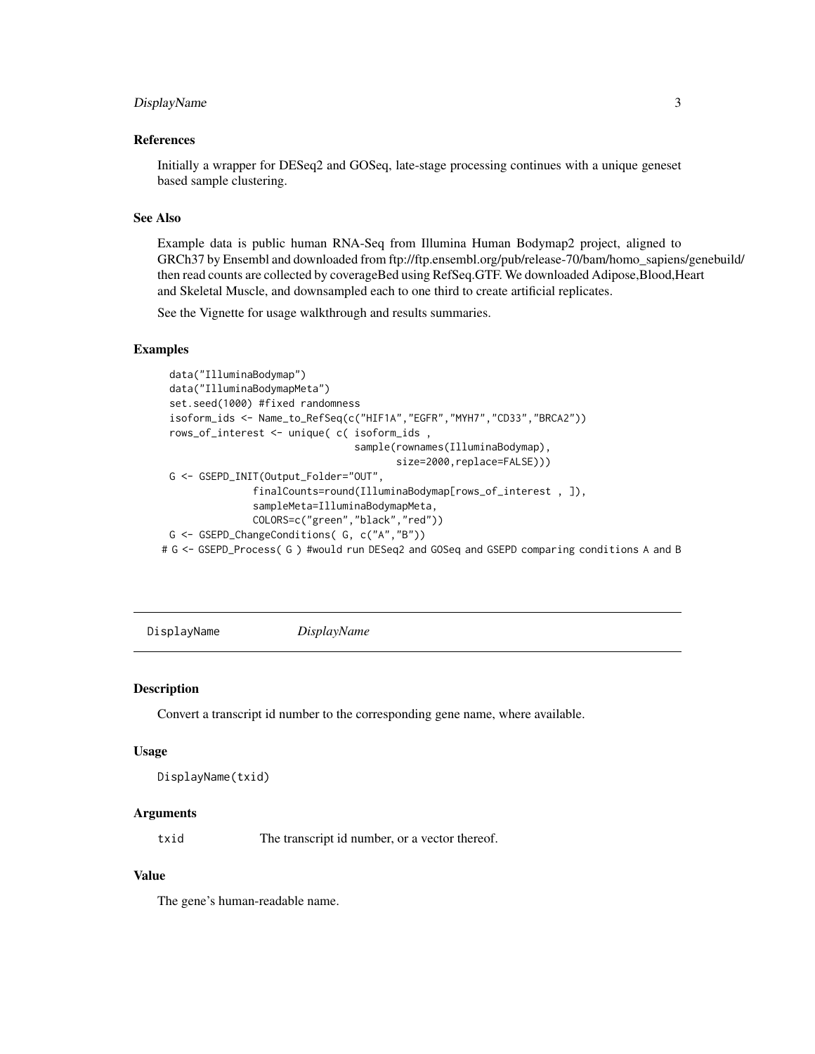### References

Initially a wrapper for DESeq2 and GOSeq, late-stage processing continues with a unique geneset based sample clustering.

### See Also

Example data is public human RNA-Seq from Illumina Human Bodymap2 project, aligned to GRCh37 by Ensembl and downloaded from ftp://ftp.ensembl.org/pub/release-70/bam/homo_sapiens/genebuild/ then read counts are collected by coverageBed using RefSeq.GTF. We downloaded Adipose,Blood,Heart and Skeletal Muscle, and downsampled each to one third to create artificial replicates.

See the Vignette for usage walkthrough and results summaries.

### Examples

```
data("IlluminaBodymap")
data("IlluminaBodymapMeta")
set.seed(1000) #fixed randomness
isoform_ids <- Name_to_RefSeq(c("HIF1A","EGFR","MYH7","CD33","BRCA2"))
rows_of_interest <- unique( c( isoform_ids ,
                               sample(rownames(IlluminaBodymap),
                                      size=2000,replace=FALSE)))
G <- GSEPD_INIT(Output_Folder="OUT",
             finalCounts=round(IlluminaBodymap[rows_of_interest , ]),
             sampleMeta=IlluminaBodymapMeta,
             COLORS=c("green","black","red"))
G <- GSEPD_ChangeConditions( G, c("A","B"))
# G <- GSEPD_Process( G ) #would run DESeq2 and GOSeq and GSEPD comparing conditions A and B
```

---

## DisplayName *DisplayName*

### Description

Convert a transcript id number to the corresponding gene name, where available.

### Usage

```
DisplayName(txid)
```

### Arguments

| | |
|---|---|
| txid | The transcript id number, or a vector thereof. |

### Value

The gene's human-readable name.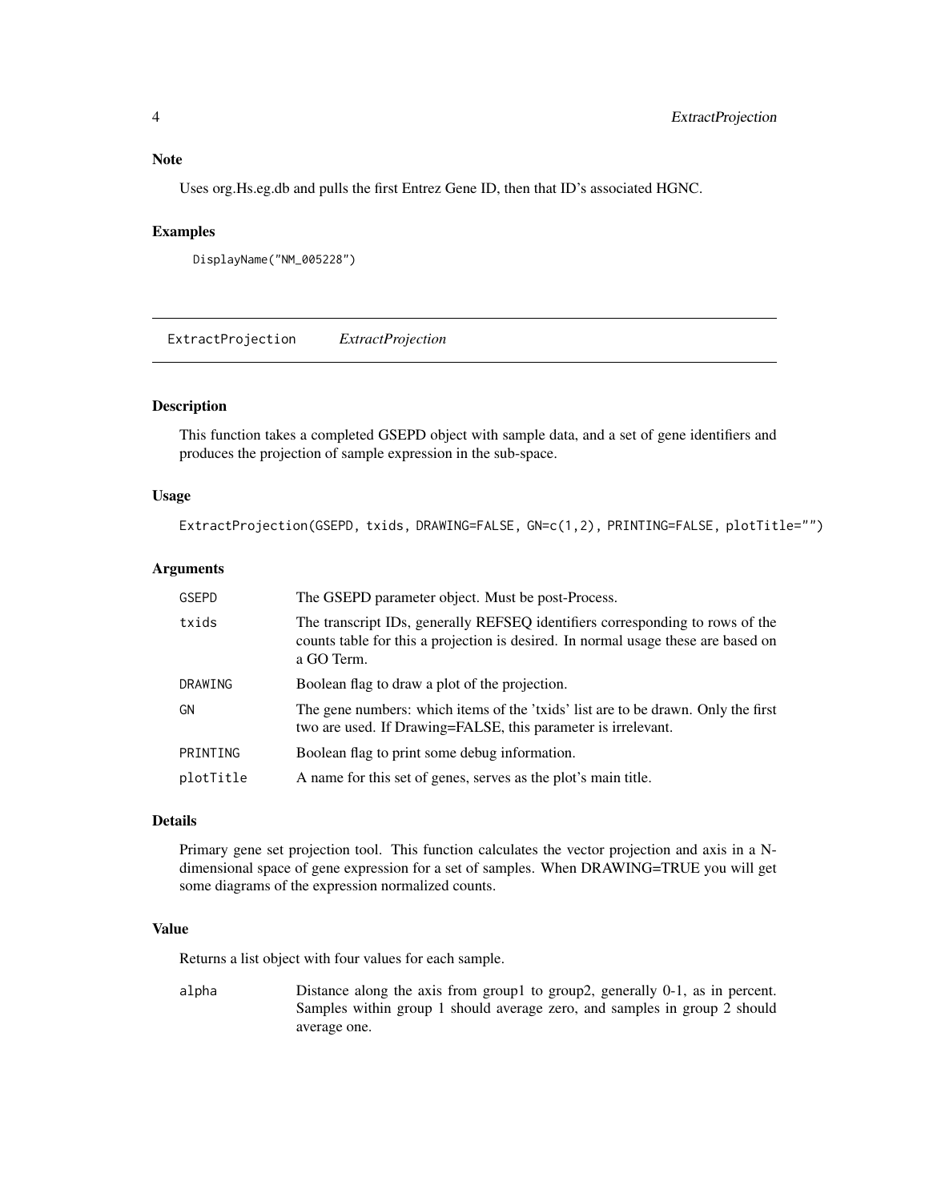### Note

Uses org.Hs.eg.db and pulls the first Entrez Gene ID, then that ID's associated HGNC.

### Examples

```
DisplayName("NM_005228")
```

---

## ExtractProjection *ExtractProjection*

---

### Description

This function takes a completed GSEPD object with sample data, and a set of gene identifiers and produces the projection of sample expression in the sub-space.

### Usage

```
ExtractProjection(GSEPD, txids, DRAWING=FALSE, GN=c(1,2), PRINTING=FALSE, plotTitle="")
```

### Arguments

| | |
|---|---|
| GSEPD | The GSEPD parameter object. Must be post-Process. |
| txids | The transcript IDs, generally REFSEQ identifiers corresponding to rows of the counts table for this a projection is desired. In normal usage these are based on a GO Term. |
| DRAWING | Boolean flag to draw a plot of the projection. |
| GN | The gene numbers: which items of the 'txids' list are to be drawn. Only the first two are used. If Drawing=FALSE, this parameter is irrelevant. |
| PRINTING | Boolean flag to print some debug information. |
| plotTitle | A name for this set of genes, serves as the plot's main title. |

### Details

Primary gene set projection tool. This function calculates the vector projection and axis in a N-dimensional space of gene expression for a set of samples. When DRAWING=TRUE you will get some diagrams of the expression normalized counts.

### Value

Returns a list object with four values for each sample.

| | |
|---|---|
| alpha | Distance along the axis from group1 to group2, generally 0-1, as in percent. Samples within group 1 should average zero, and samples in group 2 should average one. |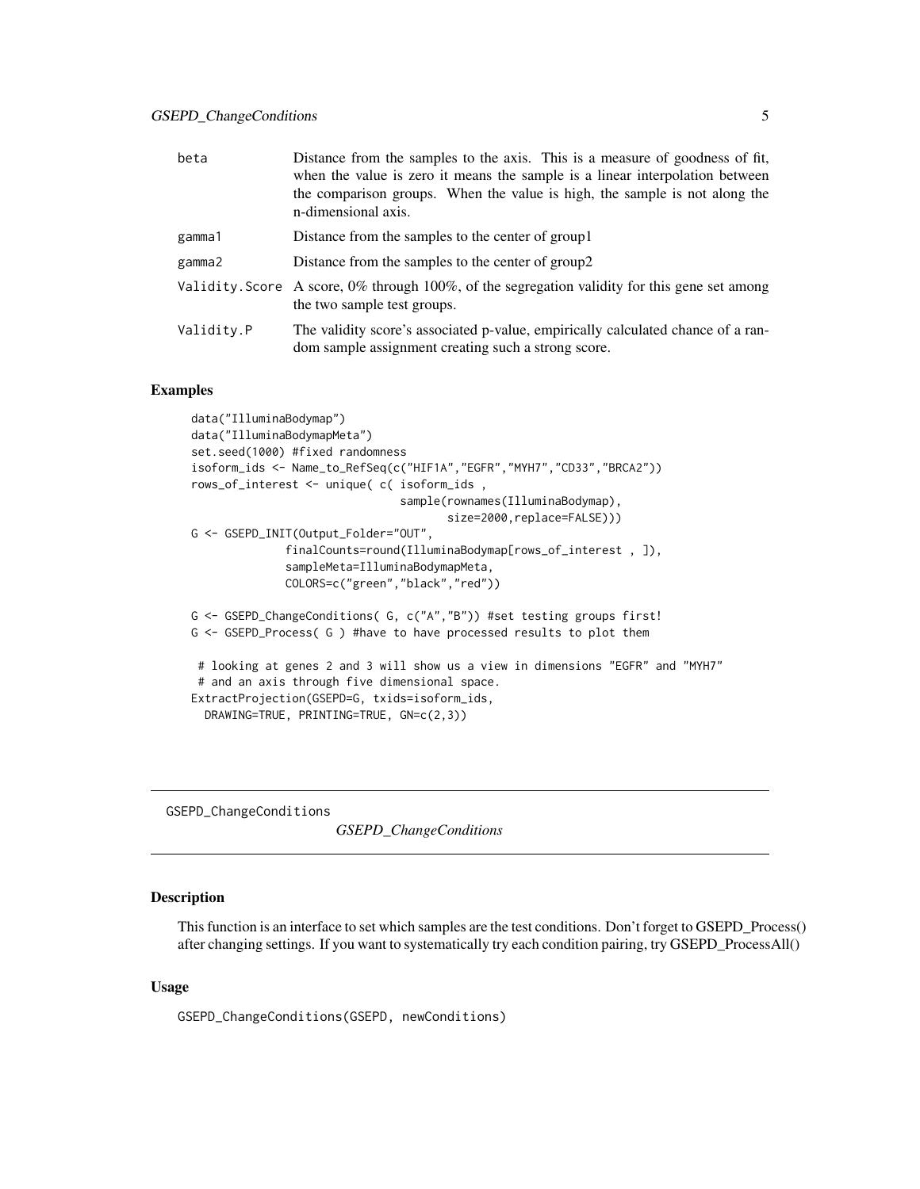| | |
|---|---|
| beta | Distance from the samples to the axis. This is a measure of goodness of fit, when the value is zero it means the sample is a linear interpolation between the comparison groups. When the value is high, the sample is not along the n-dimensional axis. |
| gamma1 | Distance from the samples to the center of group1 |
| gamma2 | Distance from the samples to the center of group2 |
| Validity.Score | A score, 0% through 100%, of the segregation validity for this gene set among the two sample test groups. |
| Validity.P | The validity score's associated p-value, empirically calculated chance of a random sample assignment creating such a strong score. |

## Examples

```
data("IlluminaBodymap")
data("IlluminaBodymapMeta")
set.seed(1000) #fixed randomness
isoform_ids <- Name_to_RefSeq(c("HIF1A","EGFR","MYH7","CD33","BRCA2"))
rows_of_interest <- unique( c( isoform_ids ,
                               sample(rownames(IlluminaBodymap),
                                      size=2000,replace=FALSE)))
G <- GSEPD_INIT(Output_Folder="OUT",
              finalCounts=round(IlluminaBodymap[rows_of_interest , ]),
              sampleMeta=IlluminaBodymapMeta,
              COLORS=c("green","black","red"))

G <- GSEPD_ChangeConditions( G, c("A","B")) #set testing groups first!
G <- GSEPD_Process( G ) #have to have processed results to plot them

 # looking at genes 2 and 3 will show us a view in dimensions "EGFR" and "MYH7"
 # and an axis through five dimensional space.
ExtractProjection(GSEPD=G, txids=isoform_ids,
  DRAWING=TRUE, PRINTING=TRUE, GN=c(2,3))
```

---

# GSEPD_ChangeConditions

*GSEPD_ChangeConditions*

## Description

This function is an interface to set which samples are the test conditions. Don't forget to GSEPD_Process() after changing settings. If you want to systematically try each condition pairing, try GSEPD_ProcessAll()

## Usage

```
GSEPD_ChangeConditions(GSEPD, newConditions)
```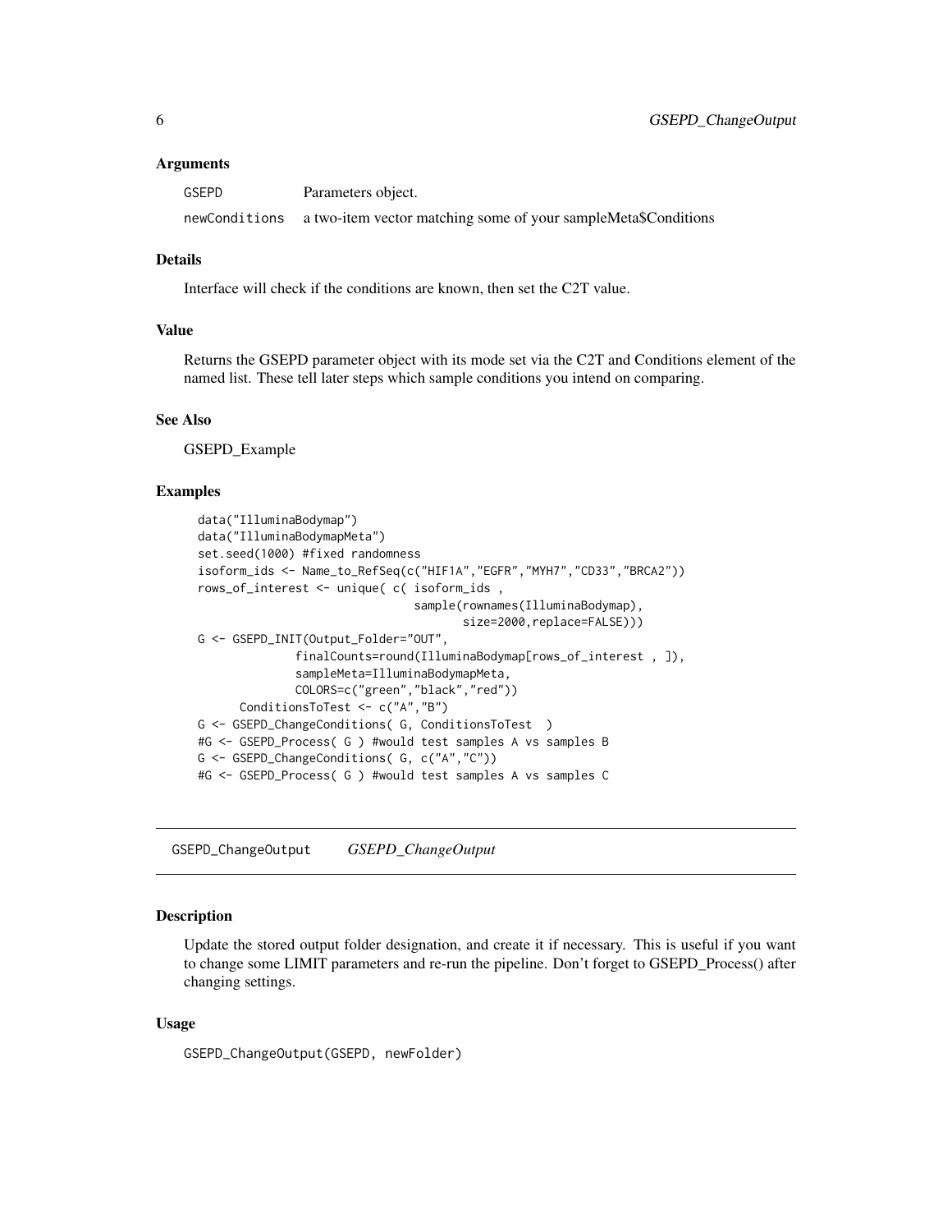### Arguments

| | |
|---|---|
| GSEPD | Parameters object. |
| newConditions | a two-item vector matching some of your sampleMeta$Conditions |

### Details

Interface will check if the conditions are known, then set the C2T value.

### Value

Returns the GSEPD parameter object with its mode set via the C2T and Conditions element of the named list. These tell later steps which sample conditions you intend on comparing.

### See Also

GSEPD_Example

### Examples

```
data("IlluminaBodymap")
data("IlluminaBodymapMeta")
set.seed(1000) #fixed randomness
isoform_ids <- Name_to_RefSeq(c("HIF1A","EGFR","MYH7","CD33","BRCA2"))
rows_of_interest <- unique( c( isoform_ids ,
                               sample(rownames(IlluminaBodymap),
                                      size=2000,replace=FALSE)))
G <- GSEPD_INIT(Output_Folder="OUT",
              finalCounts=round(IlluminaBodymap[rows_of_interest , ]),
              sampleMeta=IlluminaBodymapMeta,
              COLORS=c("green","black","red"))
      ConditionsToTest <- c("A","B")
G <- GSEPD_ChangeConditions( G, ConditionsToTest  )
#G <- GSEPD_Process( G ) #would test samples A vs samples B
G <- GSEPD_ChangeConditions( G, c("A","C"))
#G <- GSEPD_Process( G ) #would test samples A vs samples C
```

---

## GSEPD_ChangeOutput *GSEPD_ChangeOutput*

### Description

Update the stored output folder designation, and create it if necessary. This is useful if you want to change some LIMIT parameters and re-run the pipeline. Don't forget to GSEPD_Process() after changing settings.

### Usage

```
GSEPD_ChangeOutput(GSEPD, newFolder)
```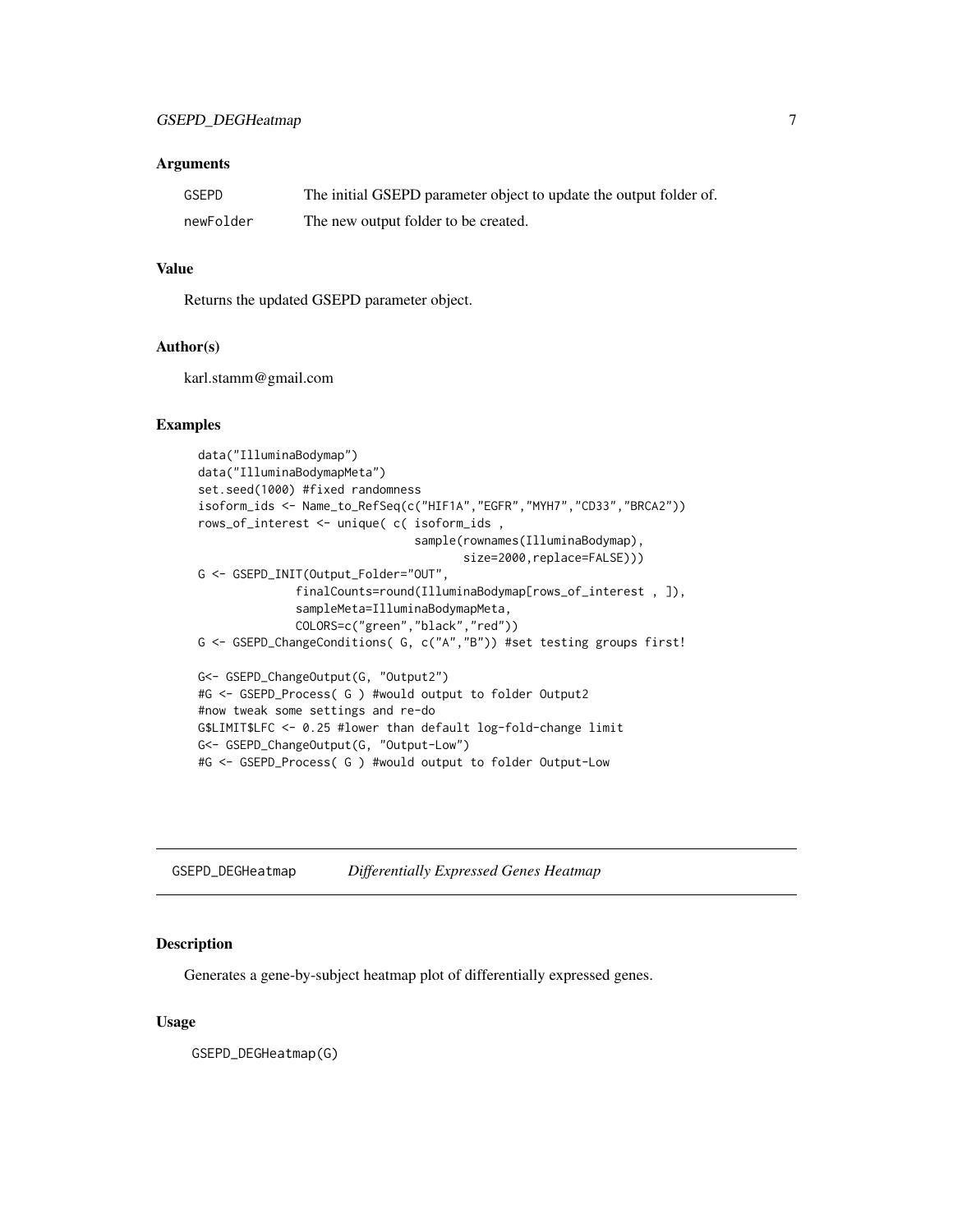### Arguments

| | |
|---|---|
| GSEPD | The initial GSEPD parameter object to update the output folder of. |
| newFolder | The new output folder to be created. |

### Value

Returns the updated GSEPD parameter object.

### Author(s)

karl.stamm@gmail.com

### Examples

```
data("IlluminaBodymap")
data("IlluminaBodymapMeta")
set.seed(1000) #fixed randomness
isoform_ids <- Name_to_RefSeq(c("HIF1A","EGFR","MYH7","CD33","BRCA2"))
rows_of_interest <- unique( c( isoform_ids ,
                               sample(rownames(IlluminaBodymap),
                                      size=2000,replace=FALSE)))
G <- GSEPD_INIT(Output_Folder="OUT",
              finalCounts=round(IlluminaBodymap[rows_of_interest , ]),
              sampleMeta=IlluminaBodymapMeta,
              COLORS=c("green","black","red"))
G <- GSEPD_ChangeConditions( G, c("A","B")) #set testing groups first!

G<- GSEPD_ChangeOutput(G, "Output2")
#G <- GSEPD_Process( G ) #would output to folder Output2
#now tweak some settings and re-do
G$LIMIT$LFC <- 0.25 #lower than default log-fold-change limit
G<- GSEPD_ChangeOutput(G, "Output-Low")
#G <- GSEPD_Process( G ) #would output to folder Output-Low
```

---

## GSEPD_DEGHeatmap *Differentially Expressed Genes Heatmap*

---

### Description

Generates a gene-by-subject heatmap plot of differentially expressed genes.

### Usage

```
GSEPD_DEGHeatmap(G)
```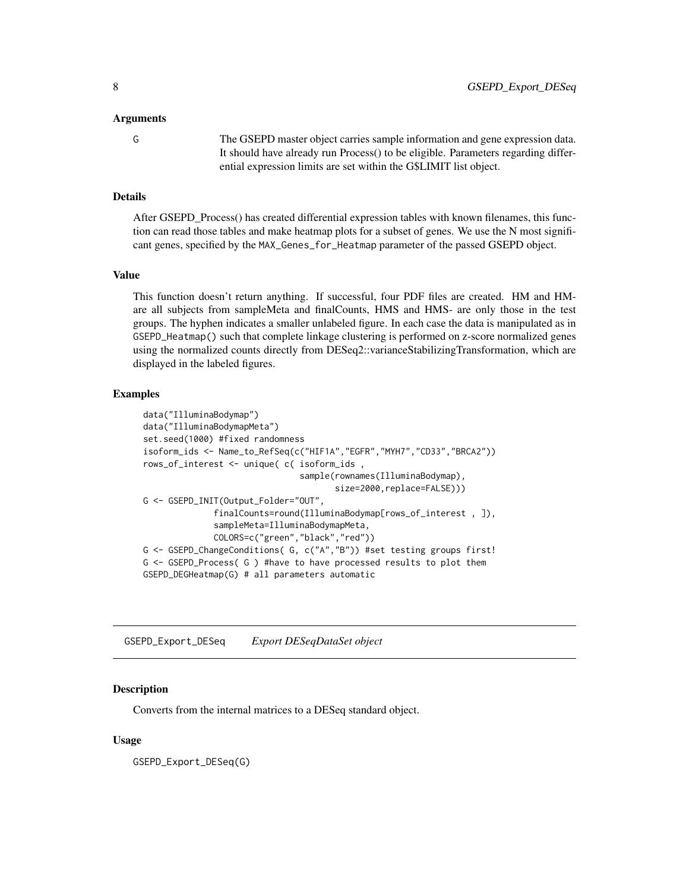### Arguments

G The GSEPD master object carries sample information and gene expression data. It should have already run Process() to be eligible. Parameters regarding differential expression limits are set within the G$LIMIT list object.

### Details

After GSEPD_Process() has created differential expression tables with known filenames, this function can read those tables and make heatmap plots for a subset of genes. We use the N most significant genes, specified by the `MAX_Genes_for_Heatmap` parameter of the passed GSEPD object.

### Value

This function doesn't return anything. If successful, four PDF files are created. HM and HM- are all subjects from sampleMeta and finalCounts, HMS and HMS- are only those in the test groups. The hyphen indicates a smaller unlabeled figure. In each case the data is manipulated as in `GSEPD_Heatmap()` such that complete linkage clustering is performed on z-score normalized genes using the normalized counts directly from DESeq2::varianceStabilizingTransformation, which are displayed in the labeled figures.

### Examples

```
data("IlluminaBodymap")
data("IlluminaBodymapMeta")
set.seed(1000) #fixed randomness
isoform_ids <- Name_to_RefSeq(c("HIF1A","EGFR","MYH7","CD33","BRCA2"))
rows_of_interest <- unique( c( isoform_ids ,
                               sample(rownames(IlluminaBodymap),
                                      size=2000,replace=FALSE)))
G <- GSEPD_INIT(Output_Folder="OUT",
              finalCounts=round(IlluminaBodymap[rows_of_interest , ]),
              sampleMeta=IlluminaBodymapMeta,
              COLORS=c("green","black","red"))
G <- GSEPD_ChangeConditions( G, c("A","B")) #set testing groups first!
G <- GSEPD_Process( G ) #have to have processed results to plot them
GSEPD_DEGHeatmap(G) # all parameters automatic
```

---

## GSEPD_Export_DESeq    *Export DESeqDataSet object*

### Description

Converts from the internal matrices to a DESeq standard object.

### Usage

```
GSEPD_Export_DESeq(G)
```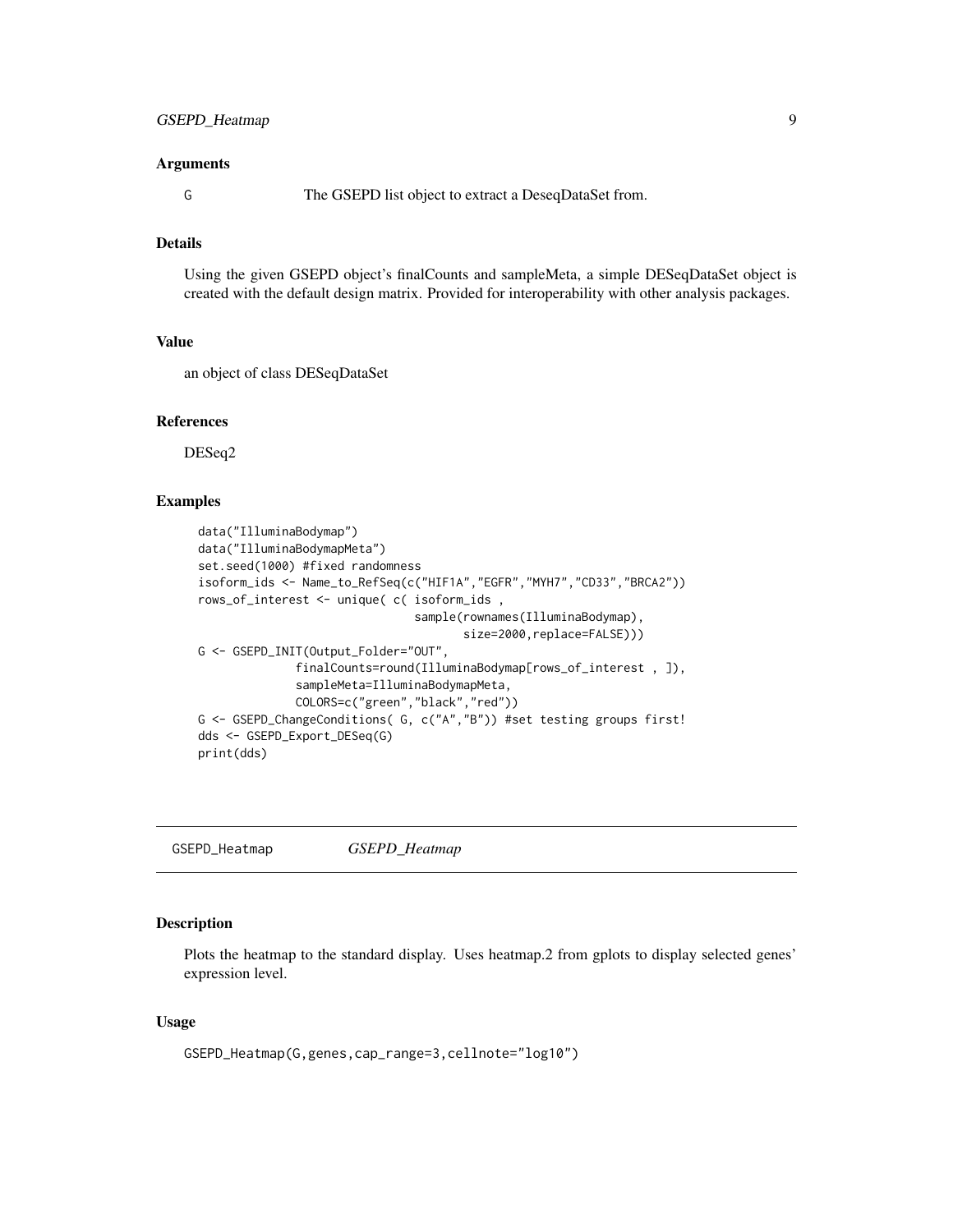### Arguments

G The GSEPD list object to extract a DeseqDataSet from.

### Details

Using the given GSEPD object's finalCounts and sampleMeta, a simple DESeqDataSet object is created with the default design matrix. Provided for interoperability with other analysis packages.

### Value

an object of class DESeqDataSet

### References

DESeq2

### Examples

```
data("IlluminaBodymap")
data("IlluminaBodymapMeta")
set.seed(1000) #fixed randomness
isoform_ids <- Name_to_RefSeq(c("HIF1A","EGFR","MYH7","CD33","BRCA2"))
rows_of_interest <- unique( c( isoform_ids ,
                               sample(rownames(IlluminaBodymap),
                                      size=2000,replace=FALSE)))
G <- GSEPD_INIT(Output_Folder="OUT",
              finalCounts=round(IlluminaBodymap[rows_of_interest , ]),
              sampleMeta=IlluminaBodymapMeta,
              COLORS=c("green","black","red"))
G <- GSEPD_ChangeConditions( G, c("A","B")) #set testing groups first!
dds <- GSEPD_Export_DESeq(G)
print(dds)
```

---

## GSEPD_Heatmap *GSEPD_Heatmap*

---

### Description

Plots the heatmap to the standard display. Uses heatmap.2 from gplots to display selected genes' expression level.

### Usage

```
GSEPD_Heatmap(G,genes,cap_range=3,cellnote="log10")
```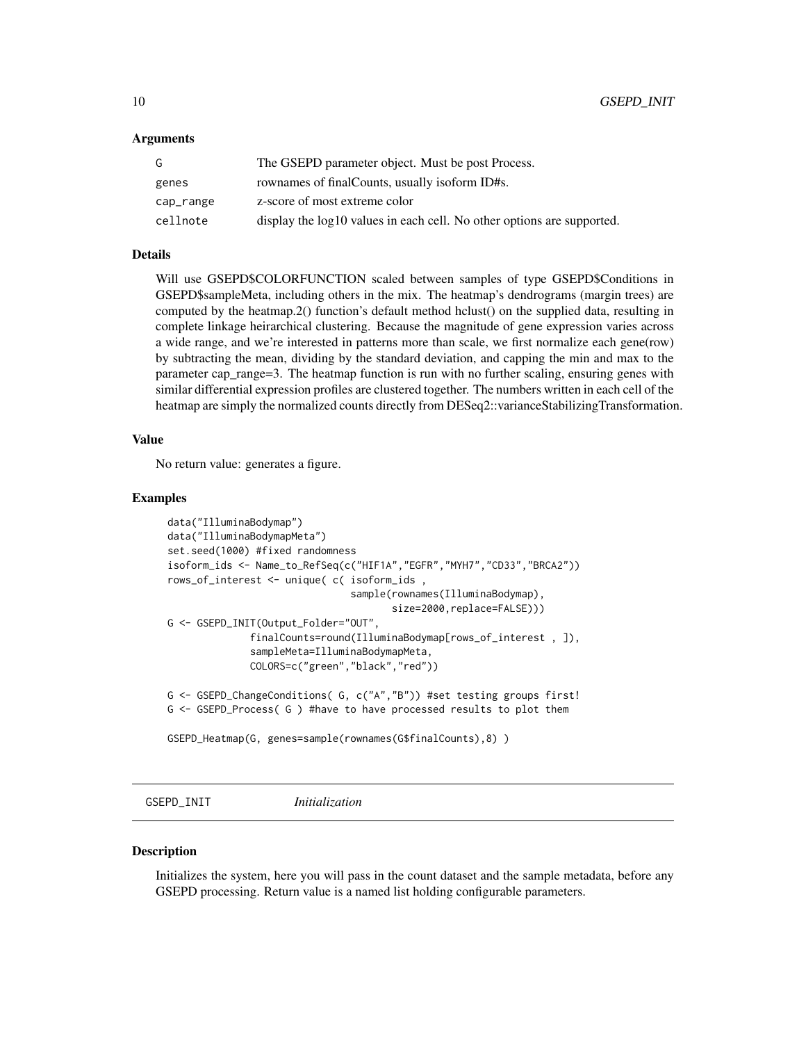### Arguments

| | |
|---|---|
| G | The GSEPD parameter object. Must be post Process. |
| genes | rownames of finalCounts, usually isoform ID#s. |
| cap_range | z-score of most extreme color |
| cellnote | display the log10 values in each cell. No other options are supported. |

### Details

Will use GSEPD$COLORFUNCTION scaled between samples of type GSEPD$Conditions in GSEPD$sampleMeta, including others in the mix. The heatmap's dendrograms (margin trees) are computed by the heatmap.2() function's default method hclust() on the supplied data, resulting in complete linkage heirarchical clustering. Because the magnitude of gene expression varies across a wide range, and we're interested in patterns more than scale, we first normalize each gene(row) by subtracting the mean, dividing by the standard deviation, and capping the min and max to the parameter cap_range=3. The heatmap function is run with no further scaling, ensuring genes with similar differential expression profiles are clustered together. The numbers written in each cell of the heatmap are simply the normalized counts directly from DESeq2::varianceStabilizingTransformation.

### Value

No return value: generates a figure.

### Examples

```
data("IlluminaBodymap")
data("IlluminaBodymapMeta")
set.seed(1000) #fixed randomness
isoform_ids <- Name_to_RefSeq(c("HIF1A","EGFR","MYH7","CD33","BRCA2"))
rows_of_interest <- unique( c( isoform_ids ,
                               sample(rownames(IlluminaBodymap),
                                      size=2000,replace=FALSE)))
G <- GSEPD_INIT(Output_Folder="OUT",
              finalCounts=round(IlluminaBodymap[rows_of_interest , ]),
              sampleMeta=IlluminaBodymapMeta,
              COLORS=c("green","black","red"))

G <- GSEPD_ChangeConditions( G, c("A","B")) #set testing groups first!
G <- GSEPD_Process( G ) #have to have processed results to plot them

GSEPD_Heatmap(G, genes=sample(rownames(G$finalCounts),8) )
```

---

## GSEPD_INIT *Initialization*

### Description

Initializes the system, here you will pass in the count dataset and the sample metadata, before any GSEPD processing. Return value is a named list holding configurable parameters.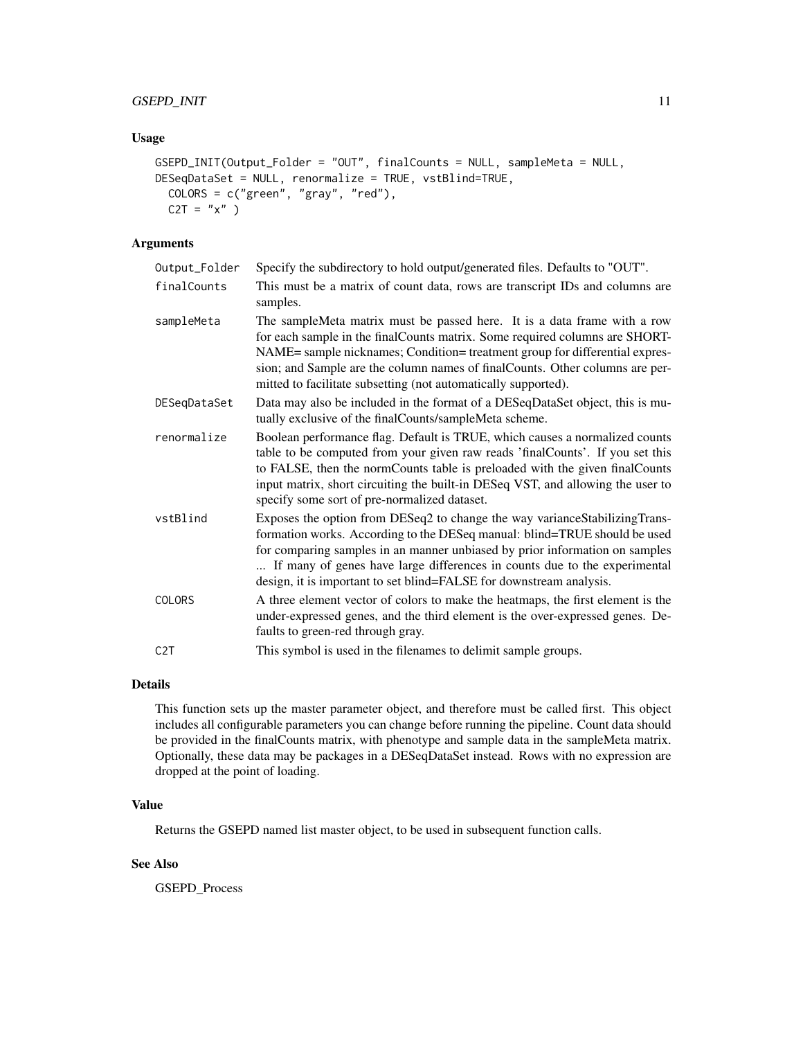## Usage

```
GSEPD_INIT(Output_Folder = "OUT", finalCounts = NULL, sampleMeta = NULL,
DESeqDataSet = NULL, renormalize = TRUE, vstBlind=TRUE,
  COLORS = c("green", "gray", "red"),
  C2T = "x" )
```

## Arguments

| | |
|---|---|
| `Output_Folder` | Specify the subdirectory to hold output/generated files. Defaults to "OUT". |
| `finalCounts` | This must be a matrix of count data, rows are transcript IDs and columns are samples. |
| `sampleMeta` | The sampleMeta matrix must be passed here. It is a data frame with a row for each sample in the finalCounts matrix. Some required columns are SHORTNAME= sample nicknames; Condition= treatment group for differential expression; and Sample are the column names of finalCounts. Other columns are permitted to facilitate subsetting (not automatically supported). |
| `DESeqDataSet` | Data may also be included in the format of a DESeqDataSet object, this is mutually exclusive of the finalCounts/sampleMeta scheme. |
| `renormalize` | Boolean performance flag. Default is TRUE, which causes a normalized counts table to be computed from your given raw reads 'finalCounts'. If you set this to FALSE, then the normCounts table is preloaded with the given finalCounts input matrix, short circuiting the built-in DESeq VST, and allowing the user to specify some sort of pre-normalized dataset. |
| `vstBlind` | Exposes the option from DESeq2 to change the way varianceStabilizingTransformation works. According to the DESeq manual: blind=TRUE should be used for comparing samples in an manner unbiased by prior information on samples ... If many of genes have large differences in counts due to the experimental design, it is important to set blind=FALSE for downstream analysis. |
| `COLORS` | A three element vector of colors to make the heatmaps, the first element is the under-expressed genes, and the third element is the over-expressed genes. Defaults to green-red through gray. |
| `C2T` | This symbol is used in the filenames to delimit sample groups. |

## Details

This function sets up the master parameter object, and therefore must be called first. This object includes all configurable parameters you can change before running the pipeline. Count data should be provided in the finalCounts matrix, with phenotype and sample data in the sampleMeta matrix. Optionally, these data may be packages in a DESeqDataSet instead. Rows with no expression are dropped at the point of loading.

## Value

Returns the GSEPD named list master object, to be used in subsequent function calls.

## See Also

GSEPD_Process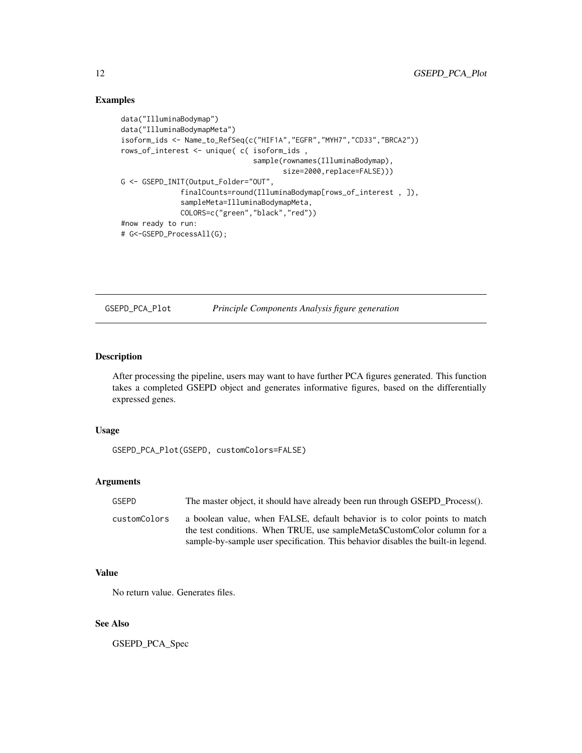### Examples

```
data("IlluminaBodymap")
data("IlluminaBodymapMeta")
isoform_ids <- Name_to_RefSeq(c("HIF1A","EGFR","MYH7","CD33","BRCA2"))
rows_of_interest <- unique( c( isoform_ids ,
                               sample(rownames(IlluminaBodymap),
                                      size=2000,replace=FALSE)))
G <- GSEPD_INIT(Output_Folder="OUT",
              finalCounts=round(IlluminaBodymap[rows_of_interest , ]),
              sampleMeta=IlluminaBodymapMeta,
              COLORS=c("green","black","red"))
#now ready to run:
# G<-GSEPD_ProcessAll(G);
```

---

## GSEPD_PCA_Plot    *Principle Components Analysis figure generation*

---

### Description

After processing the pipeline, users may want to have further PCA figures generated. This function takes a completed GSEPD object and generates informative figures, based on the differentially expressed genes.

### Usage

```
GSEPD_PCA_Plot(GSEPD, customColors=FALSE)
```

### Arguments

| | |
|---|---|
| GSEPD | The master object, it should have already been run through GSEPD_Process(). |
| customColors | a boolean value, when FALSE, default behavior is to color points to match the test conditions. When TRUE, use sampleMeta$CustomColor column for a sample-by-sample user specification. This behavior disables the built-in legend. |

### Value

No return value. Generates files.

### See Also

GSEPD_PCA_Spec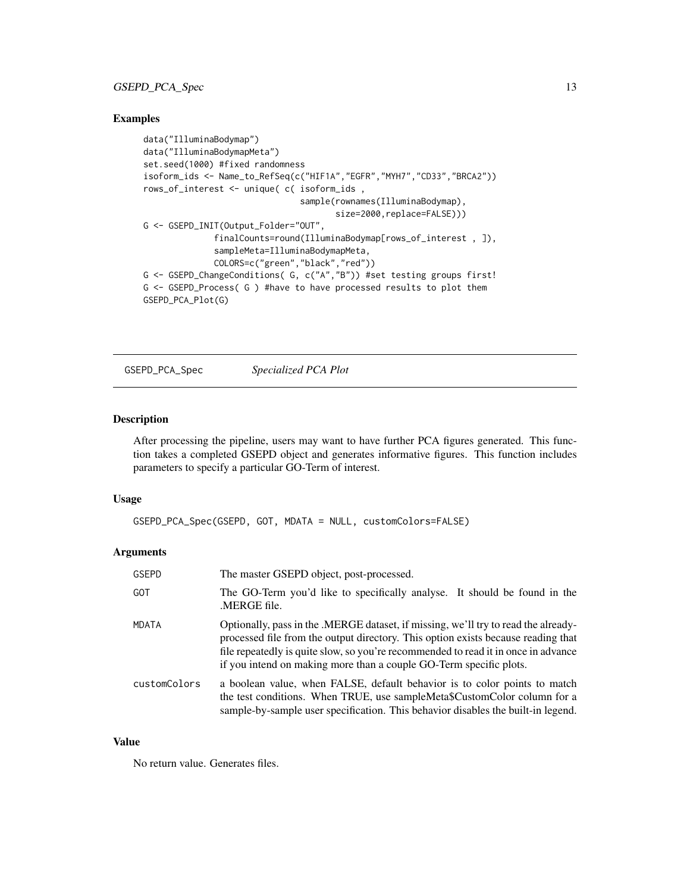### Examples

```
data("IlluminaBodymap")
data("IlluminaBodymapMeta")
set.seed(1000) #fixed randomness
isoform_ids <- Name_to_RefSeq(c("HIF1A","EGFR","MYH7","CD33","BRCA2"))
rows_of_interest <- unique( c( isoform_ids ,
                              sample(rownames(IlluminaBodymap),
                                     size=2000,replace=FALSE)))
G <- GSEPD_INIT(Output_Folder="OUT",
              finalCounts=round(IlluminaBodymap[rows_of_interest , ]),
              sampleMeta=IlluminaBodymapMeta,
              COLORS=c("green","black","red"))
G <- GSEPD_ChangeConditions( G, c("A","B")) #set testing groups first!
G <- GSEPD_Process( G ) #have to have processed results to plot them
GSEPD_PCA_Plot(G)
```

---

## GSEPD_PCA_Spec *Specialized PCA Plot*

### Description

After processing the pipeline, users may want to have further PCA figures generated. This function takes a completed GSEPD object and generates informative figures. This function includes parameters to specify a particular GO-Term of interest.

### Usage

```
GSEPD_PCA_Spec(GSEPD, GOT, MDATA = NULL, customColors=FALSE)
```

### Arguments

| | |
|---|---|
| GSEPD | The master GSEPD object, post-processed. |
| GOT | The GO-Term you'd like to specifically analyse. It should be found in the .MERGE file. |
| MDATA | Optionally, pass in the .MERGE dataset, if missing, we'll try to read the already-processed file from the output directory. This option exists because reading that file repeatedly is quite slow, so you're recommended to read it in once in advance if you intend on making more than a couple GO-Term specific plots. |
| customColors | a boolean value, when FALSE, default behavior is to color points to match the test conditions. When TRUE, use sampleMeta$CustomColor column for a sample-by-sample user specification. This behavior disables the built-in legend. |

### Value

No return value. Generates files.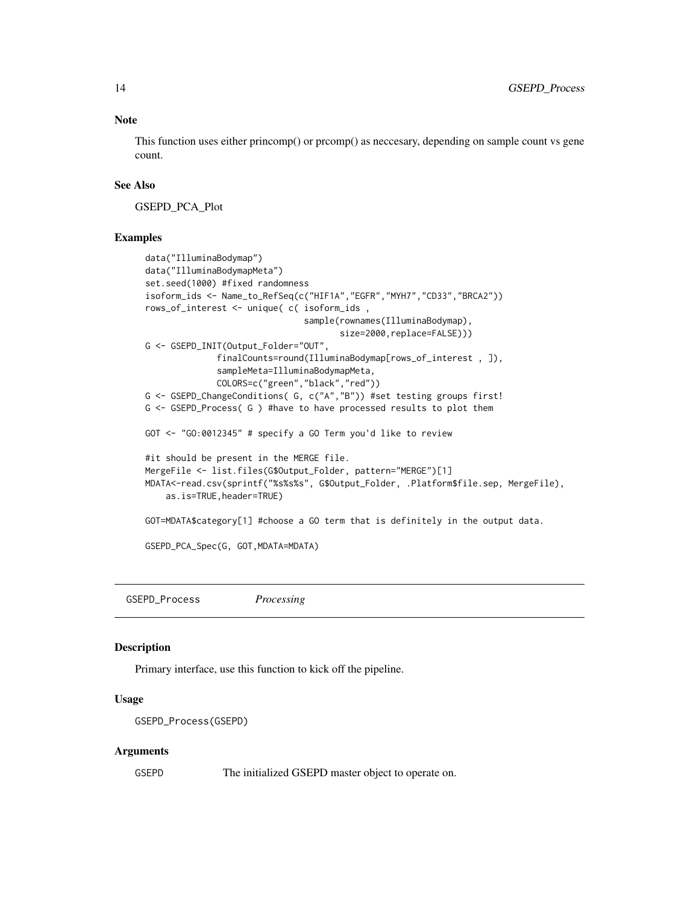### Note

This function uses either princomp() or prcomp() as neccesary, depending on sample count vs gene count.

### See Also

GSEPD_PCA_Plot

### Examples

```
data("IlluminaBodymap")
data("IlluminaBodymapMeta")
set.seed(1000) #fixed randomness
isoform_ids <- Name_to_RefSeq(c("HIF1A","EGFR","MYH7","CD33","BRCA2"))
rows_of_interest <- unique( c( isoform_ids ,
                              sample(rownames(IlluminaBodymap),
                                     size=2000,replace=FALSE)))
G <- GSEPD_INIT(Output_Folder="OUT",
              finalCounts=round(IlluminaBodymap[rows_of_interest , ]),
              sampleMeta=IlluminaBodymapMeta,
              COLORS=c("green","black","red"))
G <- GSEPD_ChangeConditions( G, c("A","B")) #set testing groups first!
G <- GSEPD_Process( G ) #have to have processed results to plot them

GOT <- "GO:0012345" # specify a GO Term you'd like to review

#it should be present in the MERGE file.
MergeFile <- list.files(G$Output_Folder, pattern="MERGE")[1]
MDATA<-read.csv(sprintf("%s%s%s", G$Output_Folder, .Platform$file.sep, MergeFile),
    as.is=TRUE,header=TRUE)

GOT=MDATA$category[1] #choose a GO term that is definitely in the output data.

GSEPD_PCA_Spec(G, GOT,MDATA=MDATA)
```

---

## GSEPD_Process *Processing*

### Description

Primary interface, use this function to kick off the pipeline.

### Usage

```
GSEPD_Process(GSEPD)
```

### Arguments

| | |
|---|---|
| GSEPD | The initialized GSEPD master object to operate on. |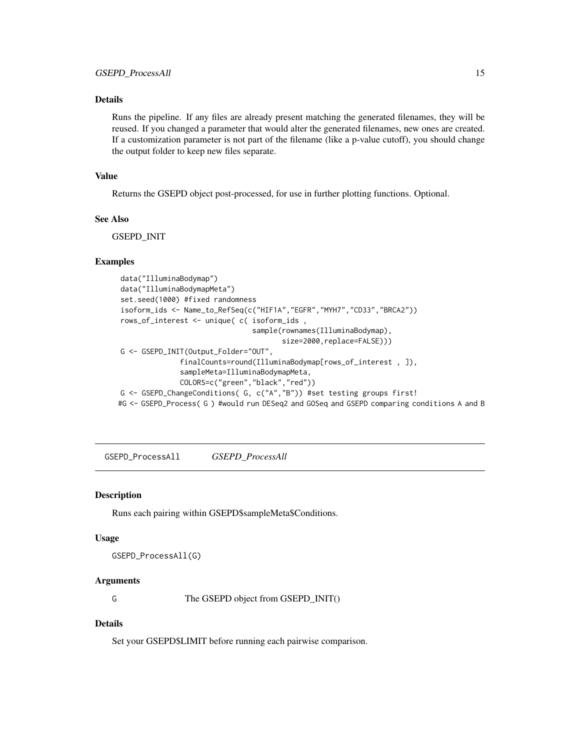### Details

Runs the pipeline. If any files are already present matching the generated filenames, they will be reused. If you changed a parameter that would alter the generated filenames, new ones are created. If a customization parameter is not part of the filename (like a p-value cutoff), you should change the output folder to keep new files separate.

### Value

Returns the GSEPD object post-processed, for use in further plotting functions. Optional.

### See Also

GSEPD_INIT

### Examples

```
data("IlluminaBodymap")
data("IlluminaBodymapMeta")
set.seed(1000) #fixed randomness
isoform_ids <- Name_to_RefSeq(c("HIF1A","EGFR","MYH7","CD33","BRCA2"))
rows_of_interest <- unique( c( isoform_ids ,
                               sample(rownames(IlluminaBodymap),
                                      size=2000,replace=FALSE)))
G <- GSEPD_INIT(Output_Folder="OUT",
              finalCounts=round(IlluminaBodymap[rows_of_interest , ]),
              sampleMeta=IlluminaBodymapMeta,
              COLORS=c("green","black","red"))
G <- GSEPD_ChangeConditions( G, c("A","B")) #set testing groups first!
#G <- GSEPD_Process( G ) #would run DESeq2 and GOSeq and GSEPD comparing conditions A and B
```

---

## GSEPD_ProcessAll &nbsp;&nbsp;&nbsp; *GSEPD_ProcessAll*

### Description

Runs each pairing within GSEPD$sampleMeta$Conditions.

### Usage

```
GSEPD_ProcessAll(G)
```

### Arguments

| | |
|---|---|
| G | The GSEPD object from GSEPD_INIT() |

### Details

Set your GSEPD$LIMIT before running each pairwise comparison.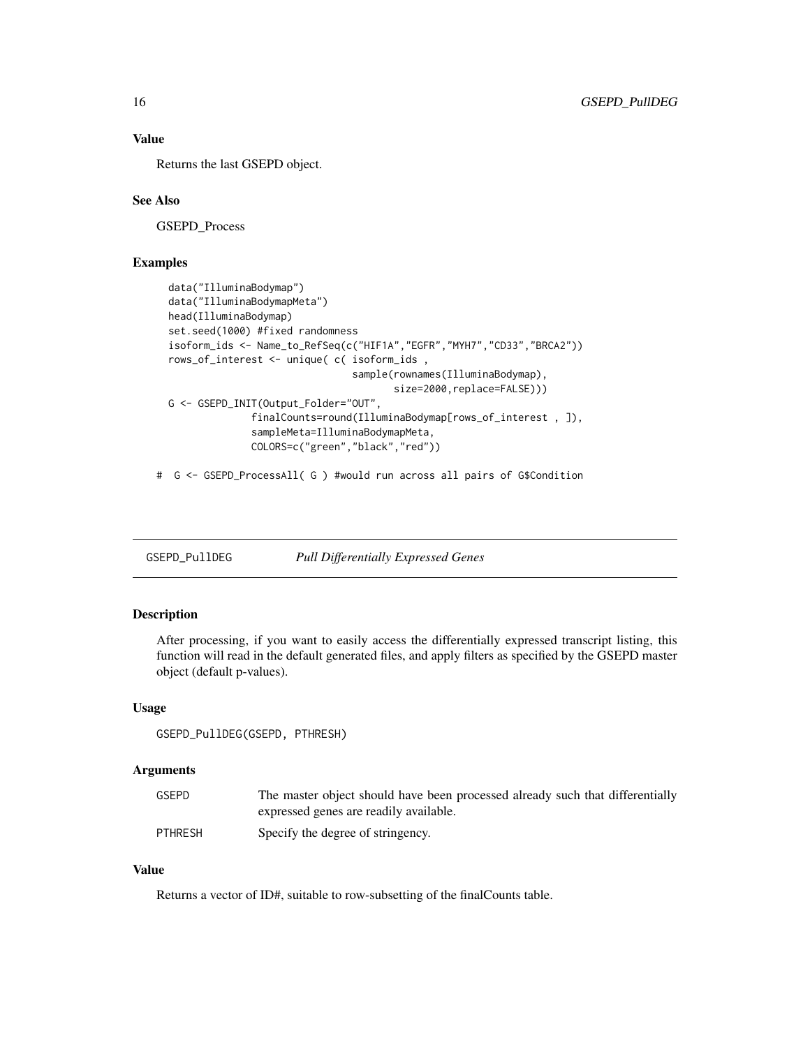## Value

Returns the last GSEPD object.

## See Also

GSEPD_Process

## Examples

```
data("IlluminaBodymap")
data("IlluminaBodymapMeta")
head(IlluminaBodymap)
set.seed(1000) #fixed randomness
isoform_ids <- Name_to_RefSeq(c("HIF1A","EGFR","MYH7","CD33","BRCA2"))
rows_of_interest <- unique( c( isoform_ids ,
                               sample(rownames(IlluminaBodymap),
                                      size=2000,replace=FALSE)))
G <- GSEPD_INIT(Output_Folder="OUT",
              finalCounts=round(IlluminaBodymap[rows_of_interest , ]),
              sampleMeta=IlluminaBodymapMeta,
              COLORS=c("green","black","red"))

#  G <- GSEPD_ProcessAll( G ) #would run across all pairs of G$Condition
```

---

# GSEPD_PullDEG — *Pull Differentially Expressed Genes*

## Description

After processing, if you want to easily access the differentially expressed transcript listing, this function will read in the default generated files, and apply filters as specified by the GSEPD master object (default p-values).

## Usage

```
GSEPD_PullDEG(GSEPD, PTHRESH)
```

## Arguments

| | |
|---|---|
| GSEPD | The master object should have been processed already such that differentially expressed genes are readily available. |
| PTHRESH | Specify the degree of stringency. |

## Value

Returns a vector of ID#, suitable to row-subsetting of the finalCounts table.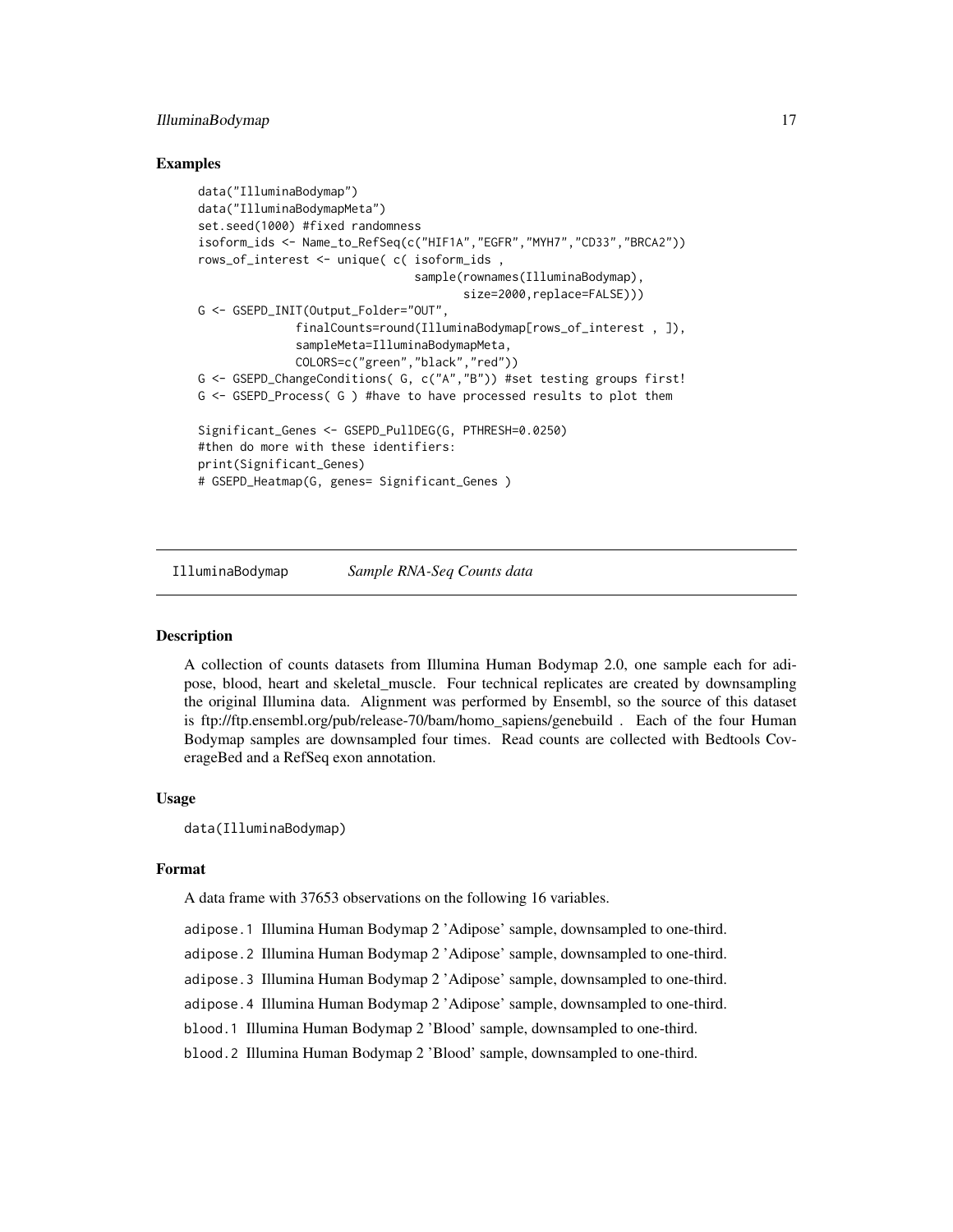### Examples

```
data("IlluminaBodymap")
data("IlluminaBodymapMeta")
set.seed(1000) #fixed randomness
isoform_ids <- Name_to_RefSeq(c("HIF1A","EGFR","MYH7","CD33","BRCA2"))
rows_of_interest <- unique( c( isoform_ids ,
                               sample(rownames(IlluminaBodymap),
                                      size=2000,replace=FALSE)))
G <- GSEPD_INIT(Output_Folder="OUT",
              finalCounts=round(IlluminaBodymap[rows_of_interest , ]),
              sampleMeta=IlluminaBodymapMeta,
              COLORS=c("green","black","red"))
G <- GSEPD_ChangeConditions( G, c("A","B")) #set testing groups first!
G <- GSEPD_Process( G ) #have to have processed results to plot them

Significant_Genes <- GSEPD_PullDEG(G, PTHRESH=0.0250)
#then do more with these identifiers:
print(Significant_Genes)
# GSEPD_Heatmap(G, genes= Significant_Genes )
```

---

## IlluminaBodymap *Sample RNA-Seq Counts data*

### Description

A collection of counts datasets from Illumina Human Bodymap 2.0, one sample each for adipose, blood, heart and skeletal_muscle. Four technical replicates are created by downsampling the original Illumina data. Alignment was performed by Ensembl, so the source of this dataset is ftp://ftp.ensembl.org/pub/release-70/bam/homo_sapiens/genebuild . Each of the four Human Bodymap samples are downsampled four times. Read counts are collected with Bedtools CoverageBed and a RefSeq exon annotation.

### Usage

```
data(IlluminaBodymap)
```

### Format

A data frame with 37653 observations on the following 16 variables.

- `adipose.1` Illumina Human Bodymap 2 'Adipose' sample, downsampled to one-third.
- `adipose.2` Illumina Human Bodymap 2 'Adipose' sample, downsampled to one-third.
- `adipose.3` Illumina Human Bodymap 2 'Adipose' sample, downsampled to one-third.
- `adipose.4` Illumina Human Bodymap 2 'Adipose' sample, downsampled to one-third.
- `blood.1` Illumina Human Bodymap 2 'Blood' sample, downsampled to one-third.
- `blood.2` Illumina Human Bodymap 2 'Blood' sample, downsampled to one-third.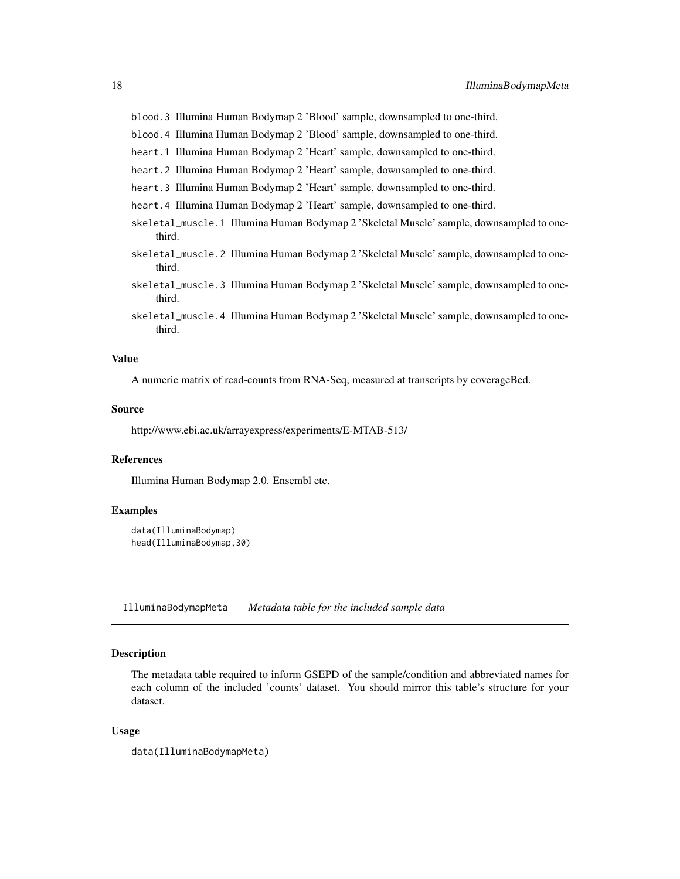`blood.3` Illumina Human Bodymap 2 'Blood' sample, downsampled to one-third.

`blood.4` Illumina Human Bodymap 2 'Blood' sample, downsampled to one-third.

`heart.1` Illumina Human Bodymap 2 'Heart' sample, downsampled to one-third.

`heart.2` Illumina Human Bodymap 2 'Heart' sample, downsampled to one-third.

`heart.3` Illumina Human Bodymap 2 'Heart' sample, downsampled to one-third.

`heart.4` Illumina Human Bodymap 2 'Heart' sample, downsampled to one-third.

`skeletal_muscle.1` Illumina Human Bodymap 2 'Skeletal Muscle' sample, downsampled to one-third.

`skeletal_muscle.2` Illumina Human Bodymap 2 'Skeletal Muscle' sample, downsampled to one-third.

`skeletal_muscle.3` Illumina Human Bodymap 2 'Skeletal Muscle' sample, downsampled to one-third.

`skeletal_muscle.4` Illumina Human Bodymap 2 'Skeletal Muscle' sample, downsampled to one-third.

### Value

A numeric matrix of read-counts from RNA-Seq, measured at transcripts by coverageBed.

### Source

http://www.ebi.ac.uk/arrayexpress/experiments/E-MTAB-513/

### References

Illumina Human Bodymap 2.0. Ensembl etc.

### Examples

```
data(IlluminaBodymap)
head(IlluminaBodymap,30)
```

---

## IlluminaBodymapMeta *Metadata table for the included sample data*

---

### Description

The metadata table required to inform GSEPD of the sample/condition and abbreviated names for each column of the included 'counts' dataset. You should mirror this table's structure for your dataset.

### Usage

```
data(IlluminaBodymapMeta)
```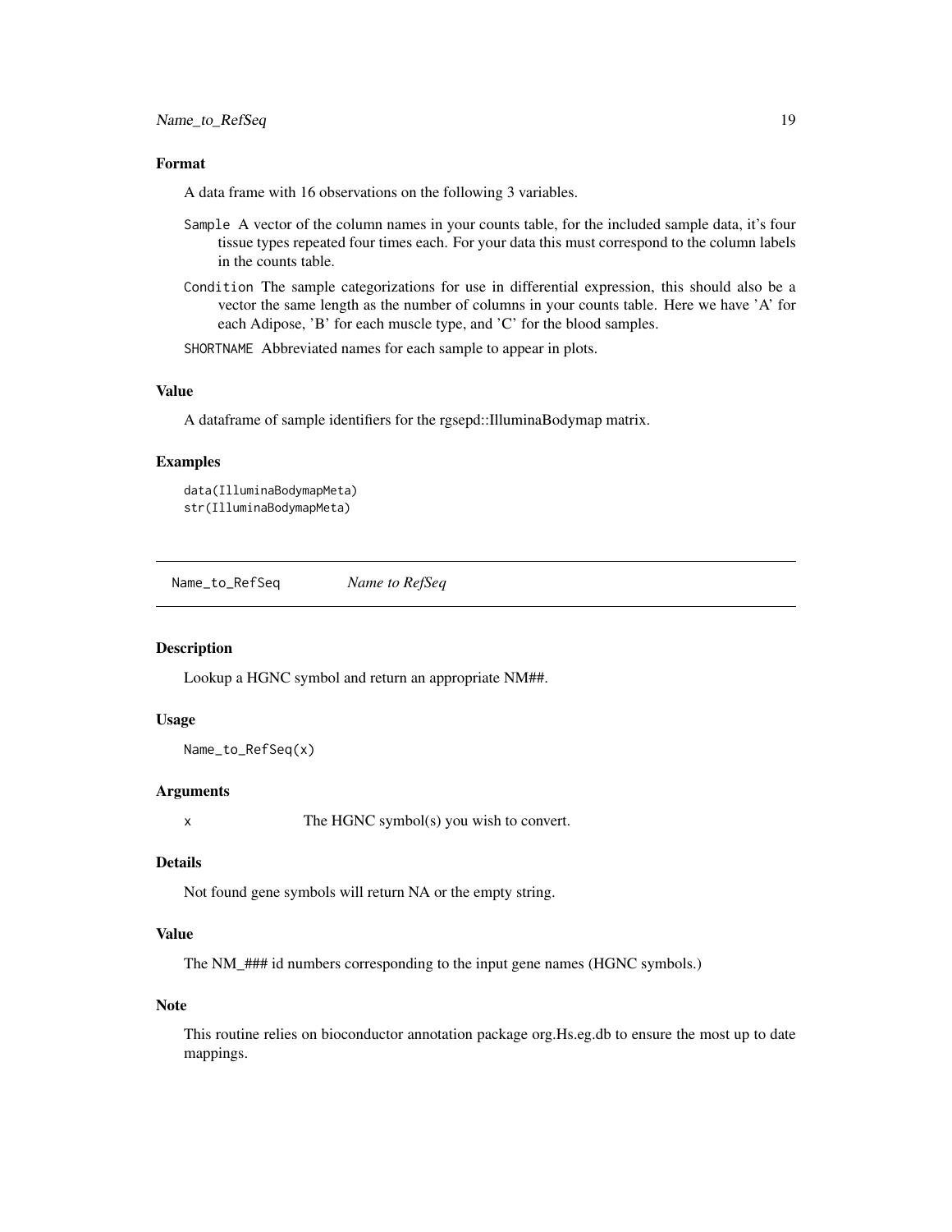### Format

A data frame with 16 observations on the following 3 variables.

`Sample` A vector of the column names in your counts table, for the included sample data, it's four tissue types repeated four times each. For your data this must correspond to the column labels in the counts table.

`Condition` The sample categorizations for use in differential expression, this should also be a vector the same length as the number of columns in your counts table. Here we have 'A' for each Adipose, 'B' for each muscle type, and 'C' for the blood samples.

`SHORTNAME` Abbreviated names for each sample to appear in plots.

### Value

A dataframe of sample identifiers for the rgsepd::IlluminaBodymap matrix.

### Examples

```
data(IlluminaBodymapMeta)
str(IlluminaBodymapMeta)
```

---

## Name_to_RefSeq *Name to RefSeq*

---

### Description

Lookup a HGNC symbol and return an appropriate NM##.

### Usage

```
Name_to_RefSeq(x)
```

### Arguments

| | |
|---|---|
| x | The HGNC symbol(s) you wish to convert. |

### Details

Not found gene symbols will return NA or the empty string.

### Value

The NM_### id numbers corresponding to the input gene names (HGNC symbols.)

### Note

This routine relies on bioconductor annotation package org.Hs.eg.db to ensure the most up to date mappings.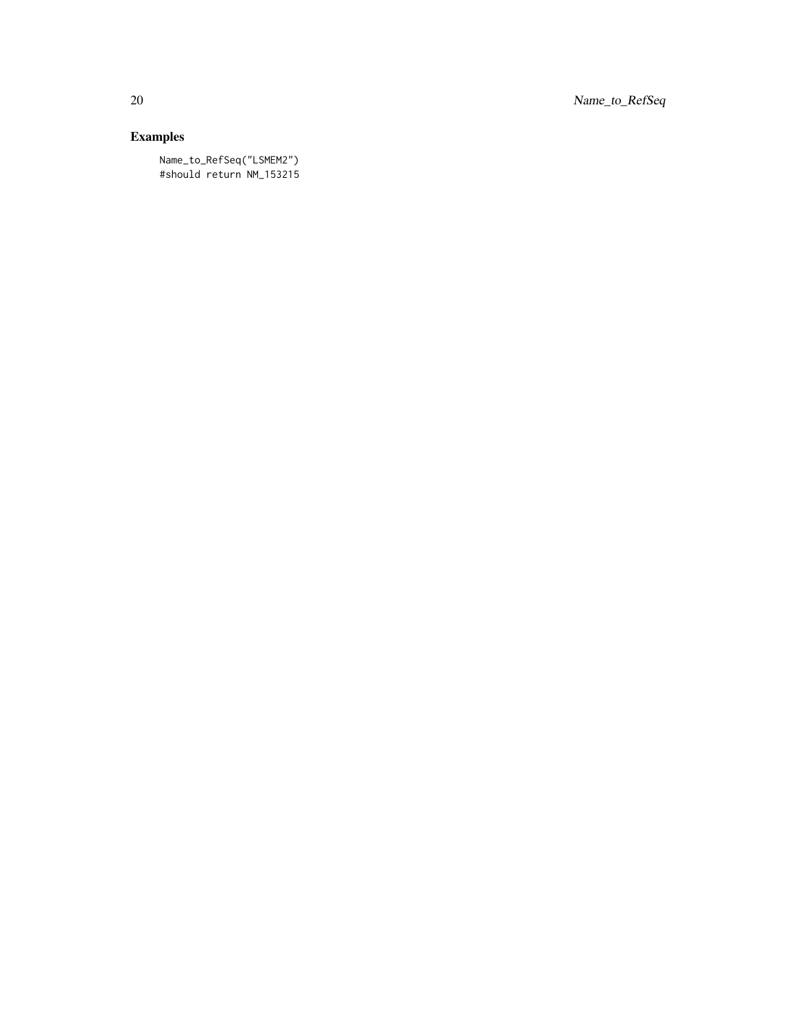## Examples

```
Name_to_RefSeq("LSMEM2")
#should return NM_153215
```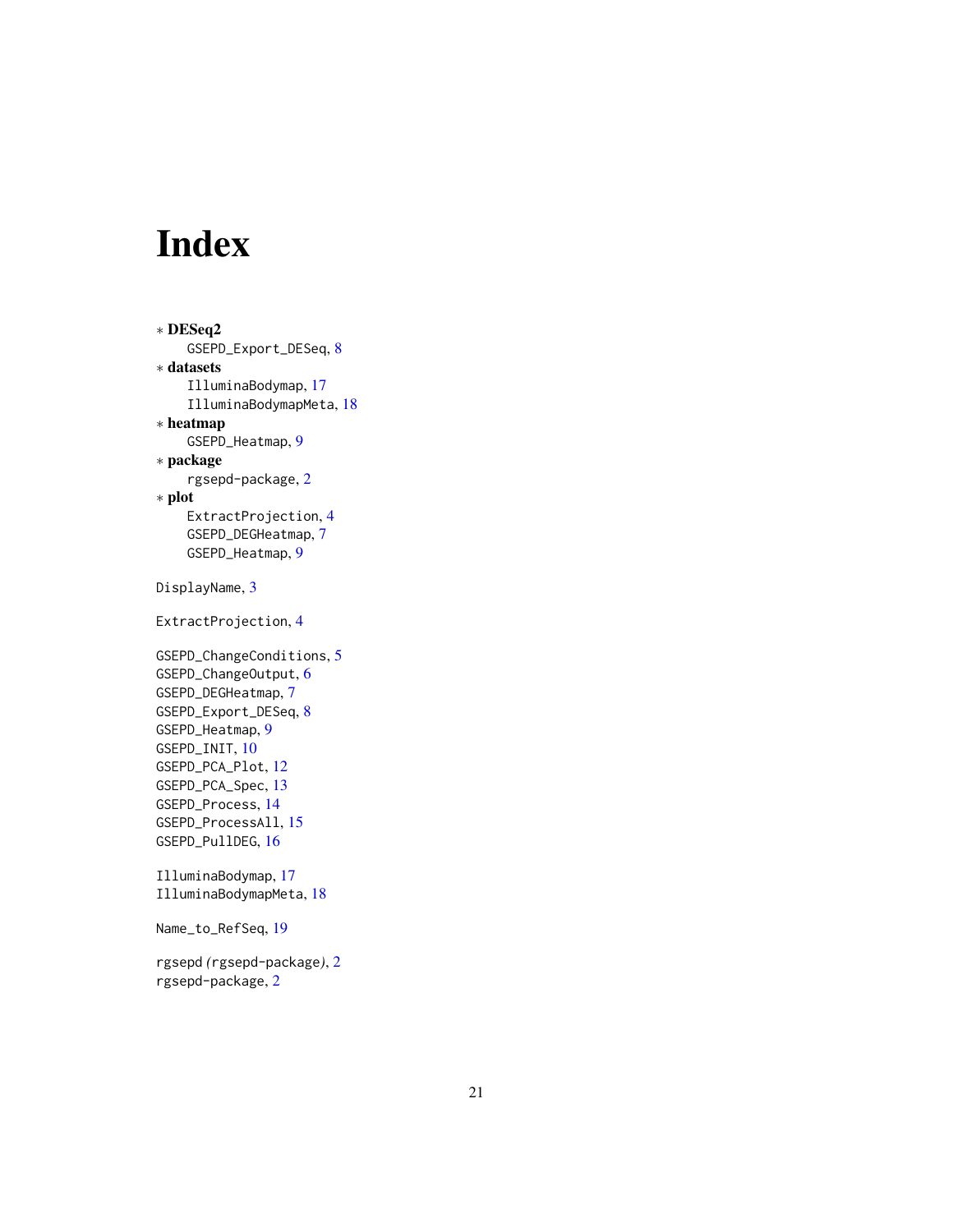# Index

∗ **DESeq2**
    GSEPD_Export_DESeq, 8
∗ **datasets**
    IlluminaBodymap, 17
    IlluminaBodymapMeta, 18
∗ **heatmap**
    GSEPD_Heatmap, 9
∗ **package**
    rgsepd-package, 2
∗ **plot**
    ExtractProjection, 4
    GSEPD_DEGHeatmap, 7
    GSEPD_Heatmap, 9

DisplayName, 3

ExtractProjection, 4

GSEPD_ChangeConditions, 5
GSEPD_ChangeOutput, 6
GSEPD_DEGHeatmap, 7
GSEPD_Export_DESeq, 8
GSEPD_Heatmap, 9
GSEPD_INIT, 10
GSEPD_PCA_Plot, 12
GSEPD_PCA_Spec, 13
GSEPD_Process, 14
GSEPD_ProcessAll, 15
GSEPD_PullDEG, 16

IlluminaBodymap, 17
IlluminaBodymapMeta, 18

Name_to_RefSeq, 19

rgsepd *(*rgsepd-package*)*, 2
rgsepd-package, 2